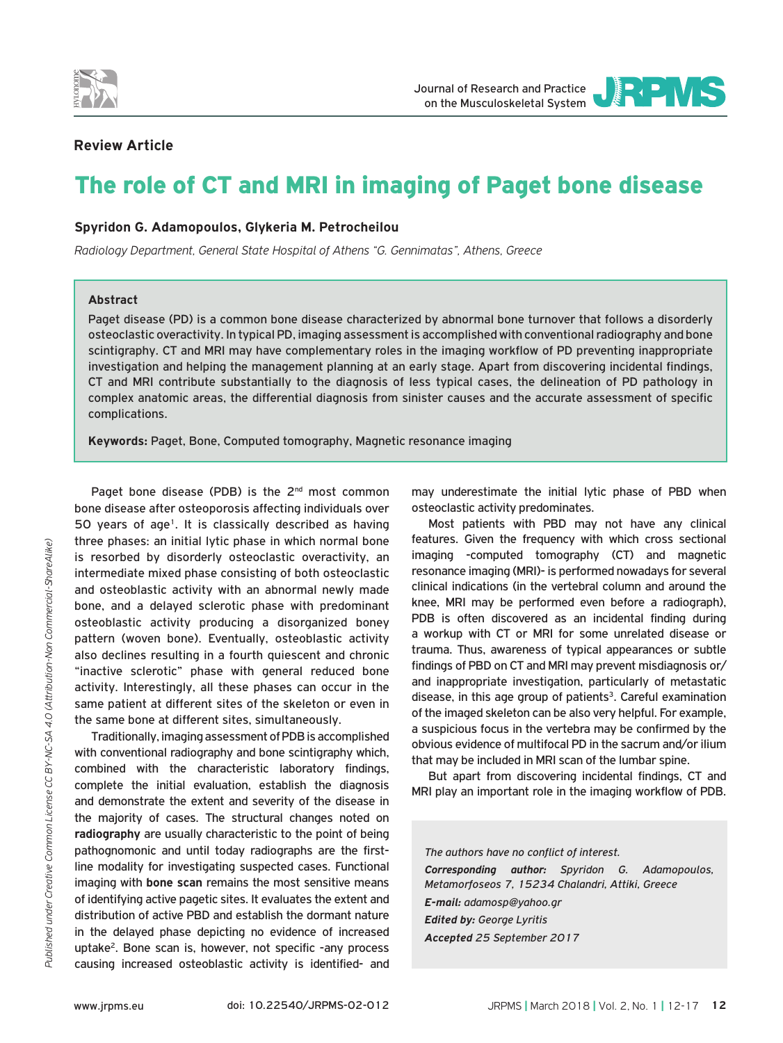**Review Article**

# The role of CT and MRI in imaging of Paget bone disease

**Spyridon G. Adamopoulos, Glykeria M. Petrocheilou**

*Radiology Department, General State Hospital of Athens "G. Gennimatas", Athens, Greece*

## Abstract

Paget disease (PD) is a common bone disease characterized by abnormal bone turnover that follows a disorderly osteoclastic overactivity. In typical PD, imaging assessment is accomplished with conventional radiography and bone scintigraphy. CT and MRI may have complementary roles in the imaging workflow of PD preventing inappropriate investigation and helping the management planning at an early stage. Apart from discovering incidental findings, CT and MRI contribute substantially to the diagnosis of less typical cases, the delineation of PD pathology in complex anatomic areas, the differential diagnosis from sinister causes and the accurate assessment of specific complications.

**Keywords:** Paget, Bone, Computed tomography, Magnetic resonance imaging

Paget bone disease (PDB) is the 2nd most common bone disease after osteoporosis affecting individuals over 50 years of age[1]. It is classically described as having three phases: an initial lytic phase in which normal bone is resorbed by disorderly osteoclastic overactivity, an intermediate mixed phase consisting of both osteoclastic and osteoblastic activity with an abnormal newly made bone, and a delayed sclerotic phase with predominant osteoblastic activity producing a disorganized boney pattern (woven bone). Eventually, osteoblastic activity also declines resulting in a fourth quiescent and chronic "inactive sclerotic" phase with general reduced bone activity. Interestingly, all these phases can occur in the same patient at different sites of the skeleton or even in the same bone at different sites, simultaneously.

Traditionally, imaging assessment of PDB is accomplished with conventional radiography and bone scintigraphy which, combined with the characteristic laboratory findings, complete the initial evaluation, establish the diagnosis and demonstrate the extent and severity of the disease in the majority of cases. The structural changes noted on **radiography** are usually characteristic to the point of being pathognomonic and until today radiographs are the first-line modality for investigating suspected cases. Functional imaging with **bone scan** remains the most sensitive means of identifying active pagetic sites. It evaluates the extent and distribution of active PBD and establish the dormant nature in the delayed phase depicting no evidence of increased uptake[2]. Bone scan is, however, not specific -any process causing increased osteoblastic activity is identified- and may underestimate the initial lytic phase of PBD when osteoclastic activity predominates.

Most patients with PBD may not have any clinical features. Given the frequency with which cross sectional imaging -computed tomography (CT) and magnetic resonance imaging (MRI)- is performed nowadays for several clinical indications (in the vertebral column and around the knee, MRI may be performed even before a radiograph), PDB is often discovered as an incidental finding during a workup with CT or MRI for some unrelated disease or trauma. Thus, awareness of typical appearances or subtle findings of PBD on CT and MRI may prevent misdiagnosis or/ and inappropriate investigation, particularly of metastatic disease, in this age group of patients[3]. Careful examination of the imaged skeleton can be also very helpful. For example, a suspicious focus in the vertebra may be confirmed by the obvious evidence of multifocal PD in the sacrum and/or ilium that may be included in MRI scan of the lumbar spine.

But apart from discovering incidental findings, CT and MRI play an important role in the imaging workflow of PDB.

*The authors have no conflict of interest.*

***Corresponding author:*** *Spyridon G. Adamopoulos, Metamorfoseos 7, 15234 Chalandri, Attiki, Greece*

***E-mail:*** *adamosp@yahoo.gr*

***Edited by:*** *George Lyritis*

***Accepted*** *25 September 2017*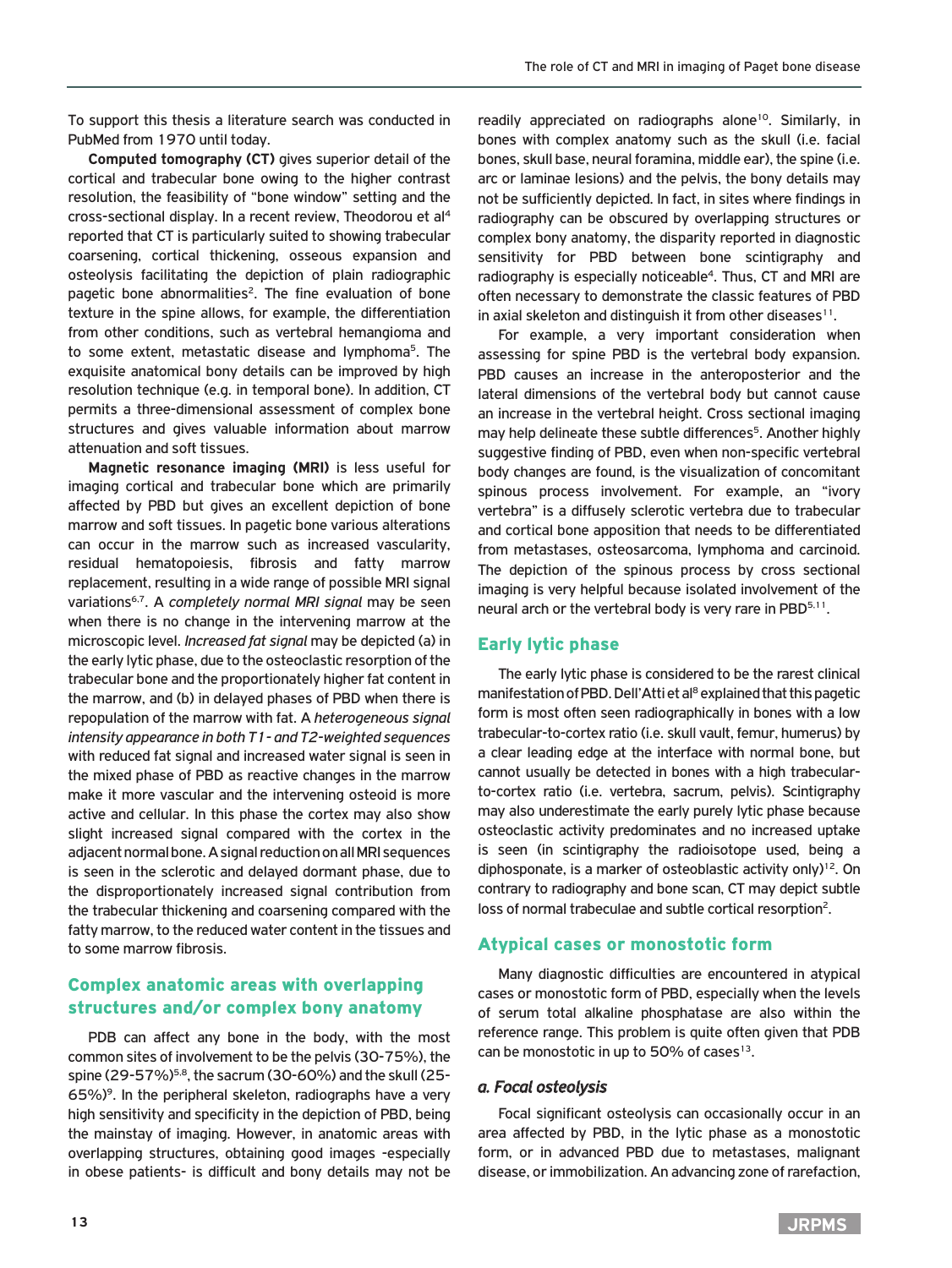To support this thesis a literature search was conducted in PubMed from 1970 until today.

**Computed tomography (CT)** gives superior detail of the cortical and trabecular bone owing to the higher contrast resolution, the feasibility of "bone window" setting and the cross-sectional display. In a recent review, Theodorou et al[4] reported that CT is particularly suited to showing trabecular coarsening, cortical thickening, osseous expansion and osteolysis facilitating the depiction of plain radiographic pagetic bone abnormalities[2]. The fine evaluation of bone texture in the spine allows, for example, the differentiation from other conditions, such as vertebral hemangioma and to some extent, metastatic disease and lymphoma[5]. The exquisite anatomical bony details can be improved by high resolution technique (e.g. in temporal bone). In addition, CT permits a three-dimensional assessment of complex bone structures and gives valuable information about marrow attenuation and soft tissues.

**Magnetic resonance imaging (MRI)** is less useful for imaging cortical and trabecular bone which are primarily affected by PBD but gives an excellent depiction of bone marrow and soft tissues. In pagetic bone various alterations can occur in the marrow such as increased vascularity, residual hematopoiesis, fibrosis and fatty marrow replacement, resulting in a wide range of possible MRI signal variations[6,7]. A *completely normal MRI signal* may be seen when there is no change in the intervening marrow at the microscopic level. *Increased fat signal* may be depicted (a) in the early lytic phase, due to the osteoclastic resorption of the trabecular bone and the proportionately higher fat content in the marrow, and (b) in delayed phases of PBD when there is repopulation of the marrow with fat. A *heterogeneous signal intensity appearance in both T1- and T2-weighted sequences* with reduced fat signal and increased water signal is seen in the mixed phase of PBD as reactive changes in the marrow make it more vascular and the intervening osteoid is more active and cellular. In this phase the cortex may also show slight increased signal compared with the cortex in the adjacent normal bone. A signal reduction on all MRI sequences is seen in the sclerotic and delayed dormant phase, due to the disproportionately increased signal contribution from the trabecular thickening and coarsening compared with the fatty marrow, to the reduced water content in the tissues and to some marrow fibrosis.

## Complex anatomic areas with overlapping structures and/or complex bony anatomy

PDB can affect any bone in the body, with the most common sites of involvement to be the pelvis (30-75%), the spine (29-57%)[5,8], the sacrum (30-60%) and the skull (25-65%)[9]. In the peripheral skeleton, radiographs have a very high sensitivity and specificity in the depiction of PBD, being the mainstay of imaging. However, in anatomic areas with overlapping structures, obtaining good images -especially in obese patients- is difficult and bony details may not be readily appreciated on radiographs alone[10]. Similarly, in bones with complex anatomy such as the skull (i.e. facial bones, skull base, neural foramina, middle ear), the spine (i.e. arc or laminae lesions) and the pelvis, the bony details may not be sufficiently depicted. In fact, in sites where findings in radiography can be obscured by overlapping structures or complex bony anatomy, the disparity reported in diagnostic sensitivity for PBD between bone scintigraphy and radiography is especially noticeable[4]. Thus, CT and MRI are often necessary to demonstrate the classic features of PBD in axial skeleton and distinguish it from other diseases[11].

For example, a very important consideration when assessing for spine PBD is the vertebral body expansion. PBD causes an increase in the anteroposterior and the lateral dimensions of the vertebral body but cannot cause an increase in the vertebral height. Cross sectional imaging may help delineate these subtle differences[5]. Another highly suggestive finding of PBD, even when non-specific vertebral body changes are found, is the visualization of concomitant spinous process involvement. For example, an "ivory vertebra" is a diffusely sclerotic vertebra due to trabecular and cortical bone apposition that needs to be differentiated from metastases, osteosarcoma, lymphoma and carcinoid. The depiction of the spinous process by cross sectional imaging is very helpful because isolated involvement of the neural arch or the vertebral body is very rare in PBD[5,11].

## Early lytic phase

The early lytic phase is considered to be the rarest clinical manifestation of PBD. Dell'Atti et al[8] explained that this pagetic form is most often seen radiographically in bones with a low trabecular-to-cortex ratio (i.e. skull vault, femur, humerus) by a clear leading edge at the interface with normal bone, but cannot usually be detected in bones with a high trabecular-to-cortex ratio (i.e. vertebra, sacrum, pelvis). Scintigraphy may also underestimate the early purely lytic phase because osteoclastic activity predominates and no increased uptake is seen (in scintigraphy the radioisotope used, being a diphosponate, is a marker of osteoblastic activity only)[12]. On contrary to radiography and bone scan, CT may depict subtle loss of normal trabeculae and subtle cortical resorption[2].

## Atypical cases or monostotic form

Many diagnostic difficulties are encountered in atypical cases or monostotic form of PBD, especially when the levels of serum total alkaline phosphatase are also within the reference range. This problem is quite often given that PDB can be monostotic in up to 50% of cases[13].

### *a. Focal osteolysis*

Focal significant osteolysis can occasionally occur in an area affected by PBD, in the lytic phase as a monostotic form, or in advanced PBD due to metastases, malignant disease, or immobilization. An advancing zone of rarefaction,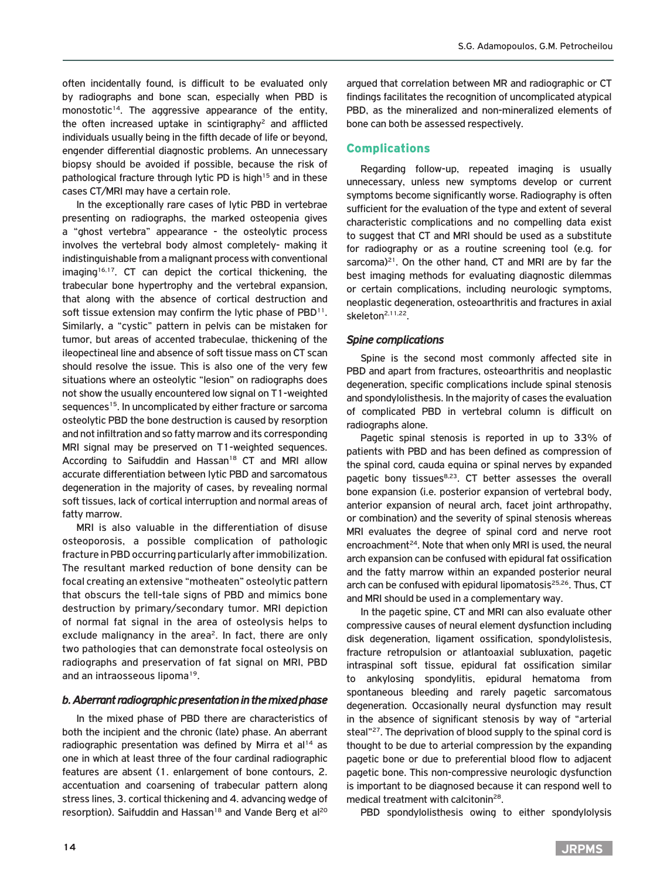often incidentally found, is difficult to be evaluated only by radiographs and bone scan, especially when PBD is monostotic[14]. The aggressive appearance of the entity, the often increased uptake in scintigraphy[2] and afflicted individuals usually being in the fifth decade of life or beyond, engender differential diagnostic problems. An unnecessary biopsy should be avoided if possible, because the risk of pathological fracture through lytic PD is high[15] and in these cases CT/MRI may have a certain role.

In the exceptionally rare cases of lytic PBD in vertebrae presenting on radiographs, the marked osteopenia gives a "ghost vertebra" appearance - the osteolytic process involves the vertebral body almost completely- making it indistinguishable from a malignant process with conventional imaging[16,17]. CT can depict the cortical thickening, the trabecular bone hypertrophy and the vertebral expansion, that along with the absence of cortical destruction and soft tissue extension may confirm the lytic phase of PBD[11]. Similarly, a "cystic" pattern in pelvis can be mistaken for tumor, but areas of accented trabeculae, thickening of the ileopectineal line and absence of soft tissue mass on CT scan should resolve the issue. This is also one of the very few situations where an osteolytic "lesion" on radiographs does not show the usually encountered low signal on T1-weighted sequences[15]. In uncomplicated by either fracture or sarcoma osteolytic PBD the bone destruction is caused by resorption and not infiltration and so fatty marrow and its corresponding MRI signal may be preserved on T1-weighted sequences. According to Saifuddin and Hassan[18] CT and MRI allow accurate differentiation between lytic PBD and sarcomatous degeneration in the majority of cases, by revealing normal soft tissues, lack of cortical interruption and normal areas of fatty marrow.

MRI is also valuable in the differentiation of disuse osteoporosis, a possible complication of pathologic fracture in PBD occurring particularly after immobilization. The resultant marked reduction of bone density can be focal creating an extensive "motheaten" osteolytic pattern that obscurs the tell-tale signs of PBD and mimics bone destruction by primary/secondary tumor. MRI depiction of normal fat signal in the area of osteolysis helps to exclude malignancy in the area[2]. In fact, there are only two pathologies that can demonstrate focal osteolysis on radiographs and preservation of fat signal on MRI, PBD and an intraosseous lipoma[19].

### *b. Aberrant radiographic presentation in the mixed phase*

In the mixed phase of PBD there are characteristics of both the incipient and the chronic (late) phase. An aberrant radiographic presentation was defined by Mirra et al[14] as one in which at least three of the four cardinal radiographic features are absent (1. enlargement of bone contours, 2. accentuation and coarsening of trabecular pattern along stress lines, 3. cortical thickening and 4. advancing wedge of resorption). Saifuddin and Hassan[18] and Vande Berg et al[20] argued that correlation between MR and radiographic or CT findings facilitates the recognition of uncomplicated atypical PBD, as the mineralized and non-mineralized elements of bone can both be assessed respectively.

## Complications

Regarding follow-up, repeated imaging is usually unnecessary, unless new symptoms develop or current symptoms become significantly worse. Radiography is often sufficient for the evaluation of the type and extent of several characteristic complications and no compelling data exist to suggest that CT and MRI should be used as a substitute for radiography or as a routine screening tool (e.g. for sarcoma)[21]. On the other hand, CT and MRI are by far the best imaging methods for evaluating diagnostic dilemmas or certain complications, including neurologic symptoms, neoplastic degeneration, osteoarthritis and fractures in axial skeleton[2,11,22].

### *Spine complications*

Spine is the second most commonly affected site in PBD and apart from fractures, osteoarthritis and neoplastic degeneration, specific complications include spinal stenosis and spondylolisthesis. In the majority of cases the evaluation of complicated PBD in vertebral column is difficult on radiographs alone.

Pagetic spinal stenosis is reported in up to 33% of patients with PBD and has been defined as compression of the spinal cord, cauda equina or spinal nerves by expanded pagetic bony tissues[8,23]. CT better assesses the overall bone expansion (i.e. posterior expansion of vertebral body, anterior expansion of neural arch, facet joint arthropathy, or combination) and the severity of spinal stenosis whereas MRI evaluates the degree of spinal cord and nerve root encroachment[24]. Note that when only MRI is used, the neural arch expansion can be confused with epidural fat ossification and the fatty marrow within an expanded posterior neural arch can be confused with epidural lipomatosis[25,26]. Thus, CT and MRI should be used in a complementary way.

In the pagetic spine, CT and MRI can also evaluate other compressive causes of neural element dysfunction including disk degeneration, ligament ossification, spondylolistesis, fracture retropulsion or atlantoaxial subluxation, pagetic intraspinal soft tissue, epidural fat ossification similar to ankylosing spondylitis, epidural hematoma from spontaneous bleeding and rarely pagetic sarcomatous degeneration. Occasionally neural dysfunction may result in the absence of significant stenosis by way of "arterial steal"[27]. The deprivation of blood supply to the spinal cord is thought to be due to arterial compression by the expanding pagetic bone or due to preferential blood flow to adjacent pagetic bone. This non-compressive neurologic dysfunction is important to be diagnosed because it can respond well to medical treatment with calcitonin[28].

PBD spondylolisthesis owing to either spondylolysis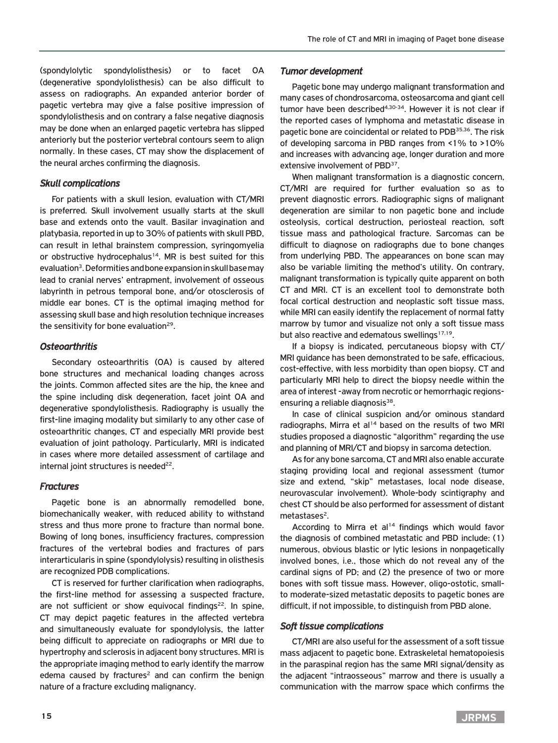(spondylolytic spondylolisthesis) or to facet OA (degenerative spondylolisthesis) can be also difficult to assess on radiographs. An expanded anterior border of pagetic vertebra may give a false positive impression of spondylolisthesis and on contrary a false negative diagnosis may be done when an enlarged pagetic vertebra has slipped anteriorly but the posterior vertebral contours seem to align normally. In these cases, CT may show the displacement of the neural arches confirming the diagnosis.

### *Skull complications*

For patients with a skull lesion, evaluation with CT/MRI is preferred. Skull involvement usually starts at the skull base and extends onto the vault. Basilar invagination and platybasia, reported in up to 30% of patients with skull PBD, can result in lethal brainstem compression, syringomyelia or obstructive hydrocephalus[14]. MR is best suited for this evaluation[3]. Deformities and bone expansion in skull base may lead to cranial nerves' entrapment, involvement of osseous labyrinth in petrous temporal bone, and/or otosclerosis of middle ear bones. CT is the optimal imaging method for assessing skull base and high resolution technique increases the sensitivity for bone evaluation[29].

### *Osteoarthritis*

Secondary osteoarthritis (OA) is caused by altered bone structures and mechanical loading changes across the joints. Common affected sites are the hip, the knee and the spine including disk degeneration, facet joint OA and degenerative spondylolisthesis. Radiography is usually the first-line imaging modality but similarly to any other case of osteoarthritic changes, CT and especially MRI provide best evaluation of joint pathology. Particularly, MRI is indicated in cases where more detailed assessment of cartilage and internal joint structures is needed[22].

### *Fractures*

Pagetic bone is an abnormally remodelled bone, biomechanically weaker, with reduced ability to withstand stress and thus more prone to fracture than normal bone. Bowing of long bones, insufficiency fractures, compression fractures of the vertebral bodies and fractures of pars interarticularis in spine (spondylolysis) resulting in olisthesis are recognized PDB complications.

CT is reserved for further clarification when radiographs, the first-line method for assessing a suspected fracture, are not sufficient or show equivocal findings[22]. In spine, CT may depict pagetic features in the affected vertebra and simultaneously evaluate for spondylolysis, the latter being difficult to appreciate on radiographs or MRI due to hypertrophy and sclerosis in adjacent bony structures. MRI is the appropriate imaging method to early identify the marrow edema caused by fractures[2] and can confirm the benign nature of a fracture excluding malignancy.

### *Tumor development*

Pagetic bone may undergo malignant transformation and many cases of chondrosarcoma, osteosarcoma and giant cell tumor have been described[4,30-34]. However it is not clear if the reported cases of lymphoma and metastatic disease in pagetic bone are coincidental or related to PDB[35,36]. The risk of developing sarcoma in PBD ranges from <1% to >10% and increases with advancing age, longer duration and more extensive involvement of PBD[37].

When malignant transformation is a diagnostic concern, CT/MRI are required for further evaluation so as to prevent diagnostic errors. Radiographic signs of malignant degeneration are similar to non pagetic bone and include osteolysis, cortical destruction, periosteal reaction, soft tissue mass and pathological fracture. Sarcomas can be difficult to diagnose on radiographs due to bone changes from underlying PBD. The appearances on bone scan may also be variable limiting the method's utility. On contrary, malignant transformation is typically quite apparent on both CT and MRI. CT is an excellent tool to demonstrate both focal cortical destruction and neoplastic soft tissue mass, while MRI can easily identify the replacement of normal fatty marrow by tumor and visualize not only a soft tissue mass but also reactive and edematous swellings[17,19].

If a biopsy is indicated, percutaneous biopsy with CT/MRI guidance has been demonstrated to be safe, efficacious, cost-effective, with less morbidity than open biopsy. CT and particularly MRI help to direct the biopsy needle within the area of interest -away from necrotic or hemorrhagic regions-ensuring a reliable diagnosis[38].

In case of clinical suspicion and/or ominous standard radiographs, Mirra et al[14] based on the results of two MRI studies proposed a diagnostic "algorithm" regarding the use and planning of MRI/CT and biopsy in sarcoma detection.

As for any bone sarcoma, CT and MRI also enable accurate staging providing local and regional assessment (tumor size and extend, "skip" metastases, local node disease, neurovascular involvement). Whole-body scintigraphy and chest CT should be also performed for assessment of distant metastases[2].

According to Mirra et al[14] findings which would favor the diagnosis of combined metastatic and PBD include: (1) numerous, obvious blastic or lytic lesions in nonpagetically involved bones, i.e., those which do not reveal any of the cardinal signs of PD; and (2) the presence of two or more bones with soft tissue mass. However, oligo-ostotic, small-to moderate-sized metastatic deposits to pagetic bones are difficult, if not impossible, to distinguish from PBD alone.

### *Soft tissue complications*

CT/MRI are also useful for the assessment of a soft tissue mass adjacent to pagetic bone. Extraskeletal hematopoiesis in the paraspinal region has the same MRI signal/density as the adjacent "intraosseous" marrow and there is usually a communication with the marrow space which confirms the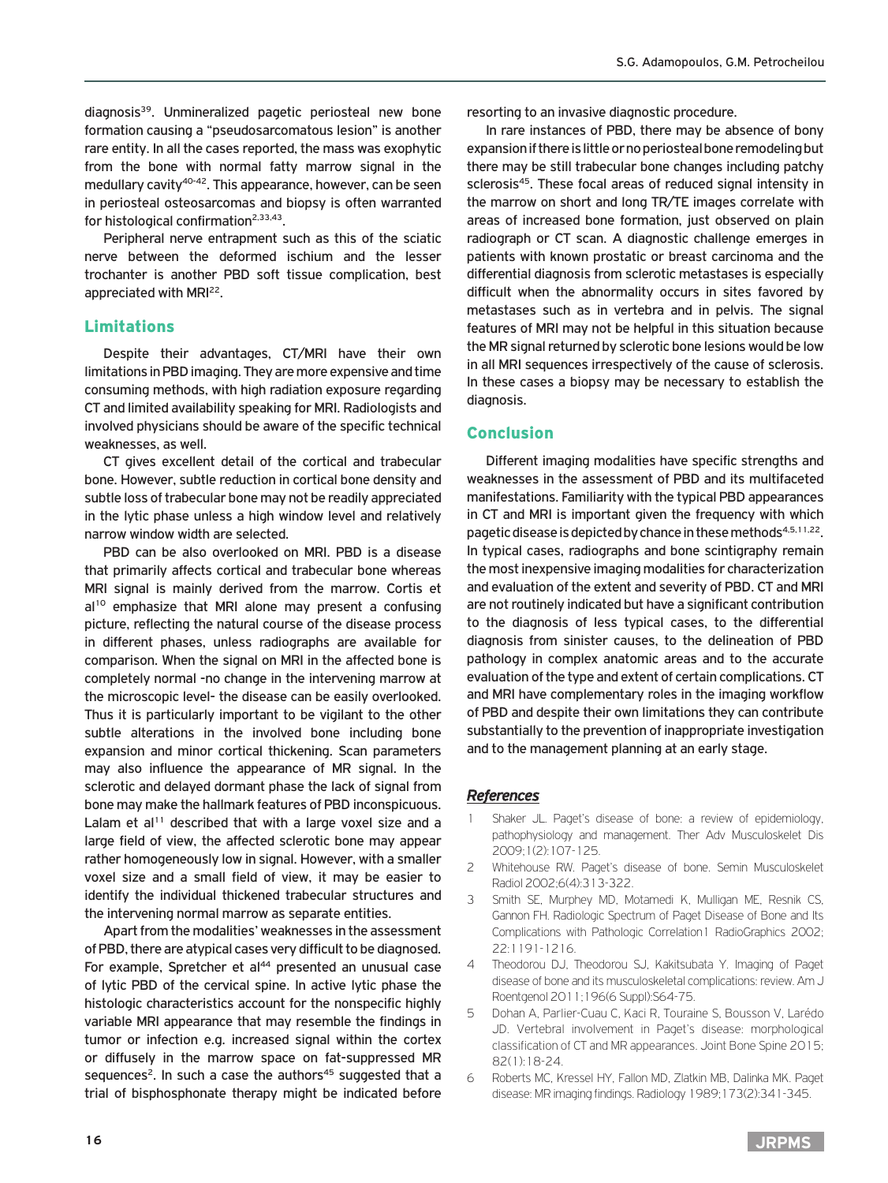diagnosis[39]. Unmineralized pagetic periosteal new bone formation causing a "pseudosarcomatous lesion" is another rare entity. In all the cases reported, the mass was exophytic from the bone with normal fatty marrow signal in the medullary cavity[40-42]. This appearance, however, can be seen in periosteal osteosarcomas and biopsy is often warranted for histological confirmation[2,33,43].

Peripheral nerve entrapment such as this of the sciatic nerve between the deformed ischium and the lesser trochanter is another PBD soft tissue complication, best appreciated with MRI[22].

## Limitations

Despite their advantages, CT/MRI have their own limitations in PBD imaging. They are more expensive and time consuming methods, with high radiation exposure regarding CT and limited availability speaking for MRI. Radiologists and involved physicians should be aware of the specific technical weaknesses, as well.

CT gives excellent detail of the cortical and trabecular bone. However, subtle reduction in cortical bone density and subtle loss of trabecular bone may not be readily appreciated in the lytic phase unless a high window level and relatively narrow window width are selected.

PBD can be also overlooked on MRI. PBD is a disease that primarily affects cortical and trabecular bone whereas MRI signal is mainly derived from the marrow. Cortis et al[10] emphasize that MRI alone may present a confusing picture, reflecting the natural course of the disease process in different phases, unless radiographs are available for comparison. When the signal on MRI in the affected bone is completely normal -no change in the intervening marrow at the microscopic level- the disease can be easily overlooked. Thus it is particularly important to be vigilant to the other subtle alterations in the involved bone including bone expansion and minor cortical thickening. Scan parameters may also influence the appearance of MR signal. In the sclerotic and delayed dormant phase the lack of signal from bone may make the hallmark features of PBD inconspicuous. Lalam et al[11] described that with a large voxel size and a large field of view, the affected sclerotic bone may appear rather homogeneously low in signal. However, with a smaller voxel size and a small field of view, it may be easier to identify the individual thickened trabecular structures and the intervening normal marrow as separate entities.

Apart from the modalities' weaknesses in the assessment of PBD, there are atypical cases very difficult to be diagnosed. For example, Spretcher et al[44] presented an unusual case of lytic PBD of the cervical spine. In active lytic phase the histologic characteristics account for the nonspecific highly variable MRI appearance that may resemble the findings in tumor or infection e.g. increased signal within the cortex or diffusely in the marrow space on fat-suppressed MR sequences[2]. In such a case the authors[45] suggested that a trial of bisphosphonate therapy might be indicated before resorting to an invasive diagnostic procedure.

In rare instances of PBD, there may be absence of bony expansion if there is little or no periosteal bone remodeling but there may be still trabecular bone changes including patchy sclerosis[45]. These focal areas of reduced signal intensity in the marrow on short and long TR/TE images correlate with areas of increased bone formation, just observed on plain radiograph or CT scan. A diagnostic challenge emerges in patients with known prostatic or breast carcinoma and the differential diagnosis from sclerotic metastases is especially difficult when the abnormality occurs in sites favored by metastases such as in vertebra and in pelvis. The signal features of MRI may not be helpful in this situation because the MR signal returned by sclerotic bone lesions would be low in all MRI sequences irrespectively of the cause of sclerosis. In these cases a biopsy may be necessary to establish the diagnosis.

## Conclusion

Different imaging modalities have specific strengths and weaknesses in the assessment of PBD and its multifaceted manifestations. Familiarity with the typical PBD appearances in CT and MRI is important given the frequency with which pagetic disease is depicted by chance in these methods[4,5,11,22]. In typical cases, radiographs and bone scintigraphy remain the most inexpensive imaging modalities for characterization and evaluation of the extent and severity of PBD. CT and MRI are not routinely indicated but have a significant contribution to the diagnosis of less typical cases, to the differential diagnosis from sinister causes, to the delineation of PBD pathology in complex anatomic areas and to the accurate evaluation of the type and extent of certain complications. CT and MRI have complementary roles in the imaging workflow of PBD and despite their own limitations they can contribute substantially to the prevention of inappropriate investigation and to the management planning at an early stage.

## *References*

1. Shaker JL. Paget's disease of bone: a review of epidemiology, pathophysiology and management. Ther Adv Musculoskelet Dis 2009;1(2):107-125.
2. Whitehouse RW. Paget's disease of bone. Semin Musculoskelet Radiol 2002;6(4):313-322.
3. Smith SE, Murphey MD, Motamedi K, Mulligan ME, Resnik CS, Gannon FH. Radiologic Spectrum of Paget Disease of Bone and Its Complications with Pathologic Correlation1 RadioGraphics 2002; 22:1191-1216.
4. Theodorou DJ, Theodorou SJ, Kakitsubata Y. Imaging of Paget disease of bone and its musculoskeletal complications: review. Am J Roentgenol 2011;196(6 Suppl):S64-75.
5. Dohan A, Parlier-Cuau C, Kaci R, Touraine S, Bousson V, Larédo JD. Vertebral involvement in Paget's disease: morphological classification of CT and MR appearances. Joint Bone Spine 2015; 82(1):18-24.
6. Roberts MC, Kressel HY, Fallon MD, Zlatkin MB, Dalinka MK. Paget disease: MR imaging findings. Radiology 1989;173(2):341-345.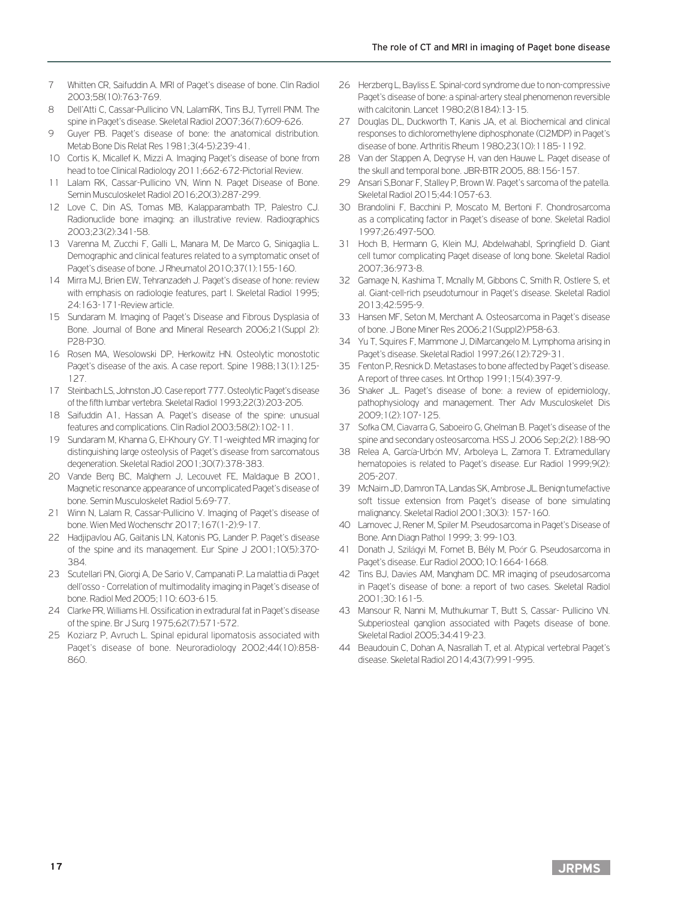7 Whitten CR, Saifuddin A. MRI of Paget's disease of bone. Clin Radiol 2003;58(10):763-769.

8 Dell'Atti C, Cassar-Pullicino VN, LalamRK, Tins BJ, Tyrrell PNM. The spine in Paget's disease. Skeletal Radiol 2007;36(7):609-626.

9 Guyer PB. Paget's disease of bone: the anatomical distribution. Metab Bone Dis Relat Res 1981;3(4-5):239-41.

10 Cortis K, Micallef K, Mizzi A. Imaging Paget's disease of bone from head to toe Clinical Radiology 2011;662-672-Pictorial Review.

11 Lalam RK, Cassar-Pullicino VN, Winn N. Paget Disease of Bone. Semin Musculoskelet Radiol 2016;20(3):287-299.

12 Love C, Din AS, Tomas MB, Kalapparambath TP, Palestro CJ. Radionuclide bone imaging: an illustrative review. Radiographics 2003;23(2):341-58.

13 Varenna M, Zucchi F, Galli L, Manara M, De Marco G, Sinigaglia L. Demographic and clinical features related to a symptomatic onset of Paget's disease of bone. J Rheumatol 2010;37(1):155-160.

14 Mirra MJ, Brien EW, Tehranzadeh J. Paget's disease of hone: review with emphasis on radiologie features, part I. Skeletal Radiol 1995; 24:163-171-Review article.

15 Sundaram M. Imaging of Paget's Disease and Fibrous Dysplasia of Bone. Journal of Bone and Mineral Research 2006;21(Suppl 2): P28-P30.

16 Rosen MA, Wesolowski DP, Herkowitz HN. Osteolytic monostotic Paget's disease of the axis. A case report. Spine 1988;13(1):125-127.

17 Steinbach LS, Johnston JO. Case report 777. Osteolytic Paget's disease of the fifth lumbar vertebra. Skeletal Radiol 1993;22(3):203-205.

18 Saifuddin A1, Hassan A. Paget's disease of the spine: unusual features and complications. Clin Radiol 2003;58(2):102-11.

19 Sundaram M, Khanna G, El-Khoury GY. T1-weighted MR imaging for distinguishing large osteolysis of Paget's disease from sarcomatous degeneration. Skeletal Radiol 2001;30(7):378-383.

20 Vande Berg BC, Malghem J, Lecouvet FE, Maldague B 2001, Magnetic resonance appearance of uncomplicated Paget's disease of bone. Semin Musculoskelet Radiol 5:69-77.

21 Winn N, Lalam R, Cassar-Pullicino V. Imaging of Paget's disease of bone. Wien Med Wochenschr 2017;167(1-2):9-17.

22 Hadjipavlou AG, Gaitanis LN, Katonis PG, Lander P. Paget's disease of the spine and its management. Eur Spine J 2001;10(5):370-384.

23 Scutellari PN, Giorgi A, De Sario V, Campanati P. La malattia di Paget dell'osso - Correlation of multimodality imaging in Paget's disease of bone. Radiol Med 2005;110: 603-615.

24 Clarke PR, Williams HI. Ossification in extradural fat in Paget's disease of the spine. Br J Surg 1975;62(7):571-572.

25 Koziarz P, Avruch L. Spinal epidural lipomatosis associated with Paget's disease of bone. Neuroradiology 2002;44(10):858-860.

26 Herzberg L, Bayliss E. Spinal-cord syndrome due to non-compressive Paget's disease of bone: a spinal-artery steal phenomenon reversible with calcitonin. Lancet 1980;2(8184):13-15.

27 Douglas DL, Duckworth T, Kanis JA, et al. Biochemical and clinical responses to dichloromethylene diphosphonate (Cl2MDP) in Paget's disease of bone. Arthritis Rheum 1980;23(10):1185-1192.

28 Van der Stappen A, Degryse H, van den Hauwe L. Paget disease of the skull and temporal bone. JBR-BTR 2005, 88:156-157.

29 Ansari S,Bonar F, Stalley P, Brown W. Paget's sarcoma of the patella. Skeletal Radiol 2015;44:1057-63.

30 Brandolini F, Bacchini P, Moscato M, Bertoni F. Chondrosarcoma as a complicating factor in Paget's disease of bone. Skeletal Radiol 1997;26:497-500.

31 Hoch B, Hermann G, Klein MJ, Abdelwahabl, Springfield D. Giant cell tumor complicating Paget disease of long bone. Skeletal Radiol 2007;36:973-8.

32 Gamage N, Kashima T, Mcnally M, Gibbons C, Smith R, Ostlere S, et al. Giant-cell-rich pseudotumour in Paget's disease. Skeletal Radiol 2013;42:595-9.

33 Hansen MF, Seton M, Merchant A. Osteosarcoma in Paget's disease of bone. J Bone Miner Res 2006;21(Suppl2):P58-63.

34 Yu T, Squires F, Mammone J, DiMarcangelo M. Lymphoma arising in Paget's disease. Skeletal Radiol 1997;26(12):729-31.

35 Fenton P, Resnick D. Metastases to bone affected by Paget's disease. A report of three cases. Int Orthop 1991;15(4):397-9.

36 Shaker JL. Paget's disease of bone: a review of epidemiology, pathophysiology and management. Ther Adv Musculoskelet Dis 2009;1(2):107-125.

37 Sofka CM, Ciavarra G, Saboeiro G, Ghelman B. Paget's disease of the spine and secondary osteosarcoma. HSS J. 2006 Sep;2(2):188-90

38 Relea A, García-Urbón MV, Arboleya L, Zamora T. Extramedullary hematopoies is related to Paget's disease. Eur Radiol 1999;9(2): 205-207.

39 McNairn JD, Damron TA, Landas SK, Ambrose JL. Benign tumefactive soft tissue extension from Paget's disease of bone simulating malignancy. Skeletal Radiol 2001;30(3): 157-160.

40 Lamovec J, Rener M, Spiler M. Pseudosarcoma in Paget's Disease of Bone. Ann Diagn Pathol 1999; 3: 99-103.

41 Donath J, Szilágyi M, Fornet B, Bély M, Poór G. Pseudosarcoma in Paget's disease. Eur Radiol 2000;10:1664-1668.

42 Tins BJ, Davies AM, Mangham DC. MR imaging of pseudosarcoma in Paget's disease of bone: a report of two cases. Skeletal Radiol 2001;30:161-5.

43 Mansour R, Nanni M, Muthukumar T, Butt S, Cassar- Pullicino VN. Subperiosteal ganglion associated with Pagets disease of bone. Skeletal Radiol 2005;34:419-23.

44 Beaudouin C, Dohan A, Nasrallah T, et al. Atypical vertebral Paget's disease. Skeletal Radiol 2014;43(7):991-995.